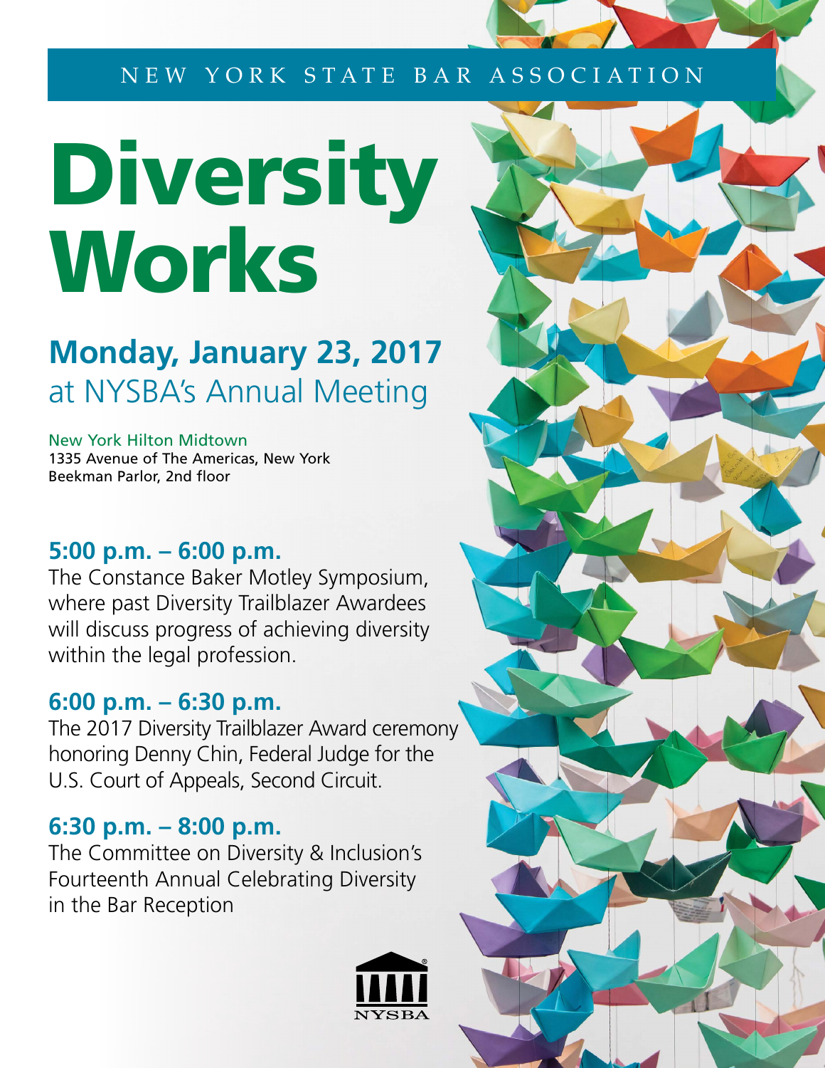NEW YORK STATE BAR ASSOCIATION

# Diversity Works

## Monday, January 23, 2017
at NYSBA's Annual Meeting

New York Hilton Midtown
1335 Avenue of The Americas, New York
Beekman Parlor, 2nd floor

### 5:00 p.m. – 6:00 p.m.
The Constance Baker Motley Symposium, where past Diversity Trailblazer Awardees will discuss progress of achieving diversity within the legal profession.

### 6:00 p.m. – 6:30 p.m.
The 2017 Diversity Trailblazer Award ceremony honoring Denny Chin, Federal Judge for the U.S. Court of Appeals, Second Circuit.

### 6:30 p.m. – 8:00 p.m.
The Committee on Diversity & Inclusion's Fourteenth Annual Celebrating Diversity in the Bar Reception

NYSBA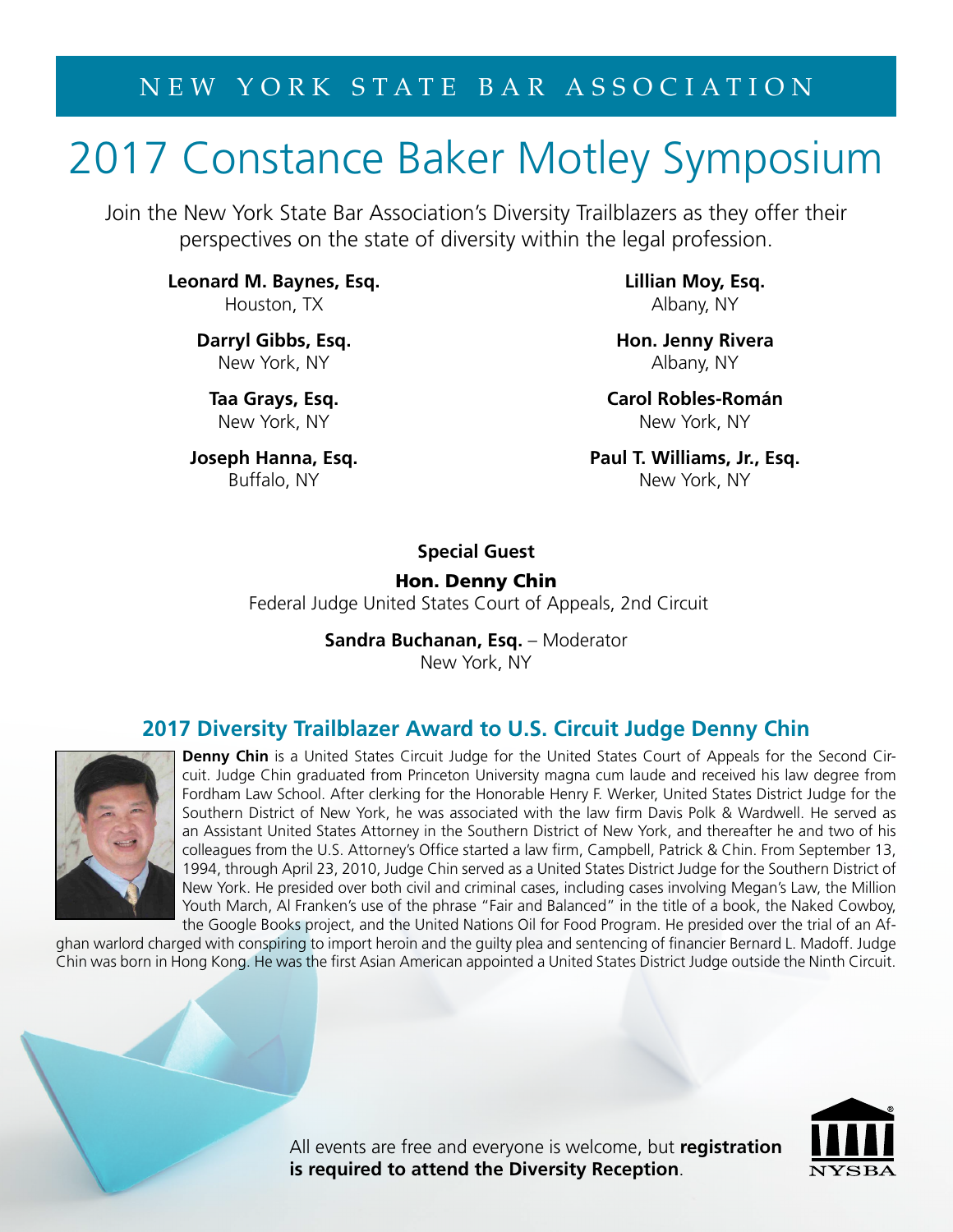NEW YORK STATE BAR ASSOCIATION

# 2017 Constance Baker Motley Symposium

Join the New York State Bar Association's Diversity Trailblazers as they offer their perspectives on the state of diversity within the legal profession.

**Leonard M. Baynes, Esq.**
Houston, TX

**Darryl Gibbs, Esq.**
New York, NY

**Taa Grays, Esq.**
New York, NY

**Joseph Hanna, Esq.**
Buffalo, NY

**Lillian Moy, Esq.**
Albany, NY

**Hon. Jenny Rivera**
Albany, NY

**Carol Robles-Román**
New York, NY

**Paul T. Williams, Jr., Esq.**
New York, NY

**Special Guest**

**Hon. Denny Chin**
Federal Judge United States Court of Appeals, 2nd Circuit

**Sandra Buchanan, Esq.** – Moderator
New York, NY

## 2017 Diversity Trailblazer Award to U.S. Circuit Judge Denny Chin

**Denny Chin** is a United States Circuit Judge for the United States Court of Appeals for the Second Circuit. Judge Chin graduated from Princeton University magna cum laude and received his law degree from Fordham Law School. After clerking for the Honorable Henry F. Werker, United States District Judge for the Southern District of New York, he was associated with the law firm Davis Polk & Wardwell. He served as an Assistant United States Attorney in the Southern District of New York, and thereafter he and two of his colleagues from the U.S. Attorney's Office started a law firm, Campbell, Patrick & Chin. From September 13, 1994, through April 23, 2010, Judge Chin served as a United States District Judge for the Southern District of New York. He presided over both civil and criminal cases, including cases involving Megan's Law, the Million Youth March, Al Franken's use of the phrase "Fair and Balanced" in the title of a book, the Naked Cowboy, the Google Books project, and the United Nations Oil for Food Program. He presided over the trial of an Afghan warlord charged with conspiring to import heroin and the guilty plea and sentencing of financier Bernard L. Madoff. Judge Chin was born in Hong Kong. He was the first Asian American appointed a United States District Judge outside the Ninth Circuit.

All events are free and everyone is welcome, but **registration is required to attend the Diversity Reception**.

NYSBA